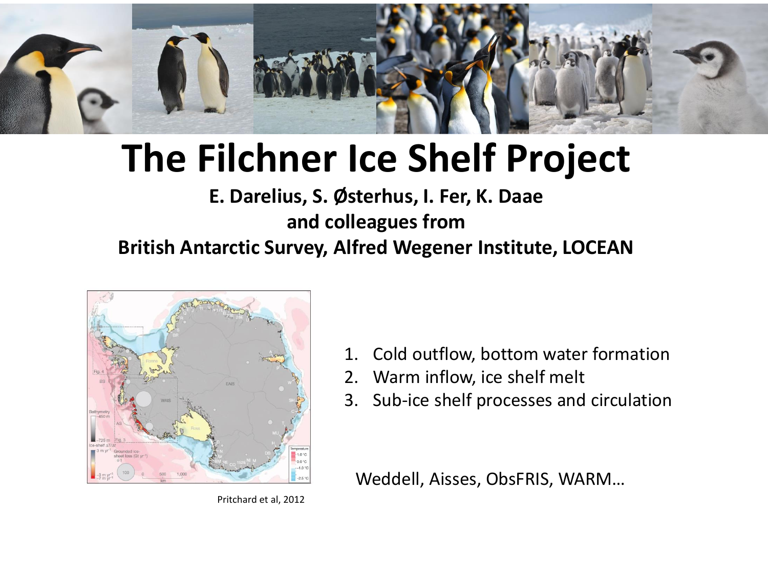# The Filchner Ice Shelf Project

**E. Darelius, S. Østerhus, I. Fer, K. Daae**
**and colleagues from**
**British Antarctic Survey, Alfred Wegener Institute, LOCEAN**

Pritchard et al, 2012

1. Cold outflow, bottom water formation
2. Warm inflow, ice shelf melt
3. Sub-ice shelf processes and circulation

Weddell, Aisses, ObsFRIS, WARM…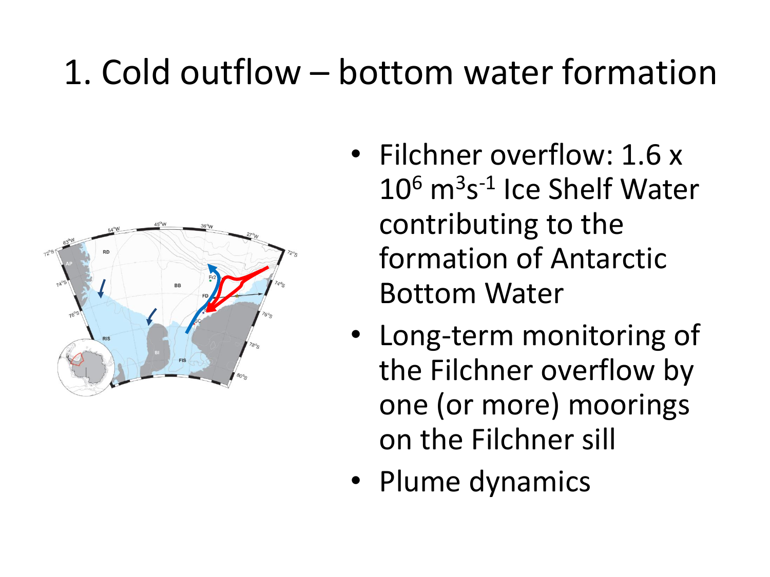# 1. Cold outflow – bottom water formation

- Filchner overflow: 1.6 x $10^6$ $m^3s^{-1}$ Ice Shelf Water contributing to the formation of Antarctic Bottom Water
- Long-term monitoring of the Filchner overflow by one (or more) moorings on the Filchner sill
- Plume dynamics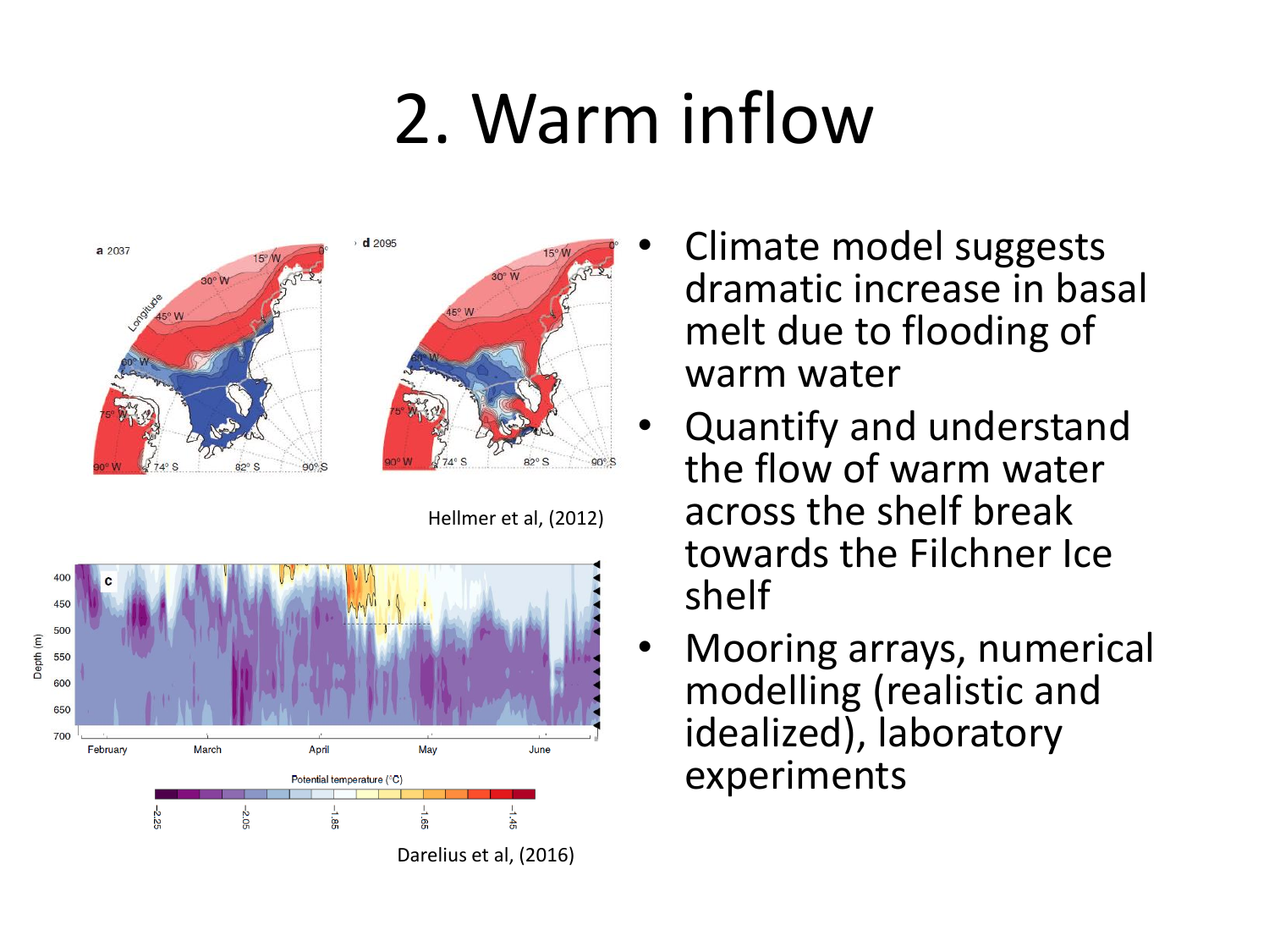# 2. Warm inflow

Hellmer et al, (2012)

Darelius et al, (2016)

- Climate model suggests dramatic increase in basal melt due to flooding of warm water
- Quantify and understand the flow of warm water across the shelf break towards the Filchner Ice shelf
- Mooring arrays, numerical modelling (realistic and idealized), laboratory experiments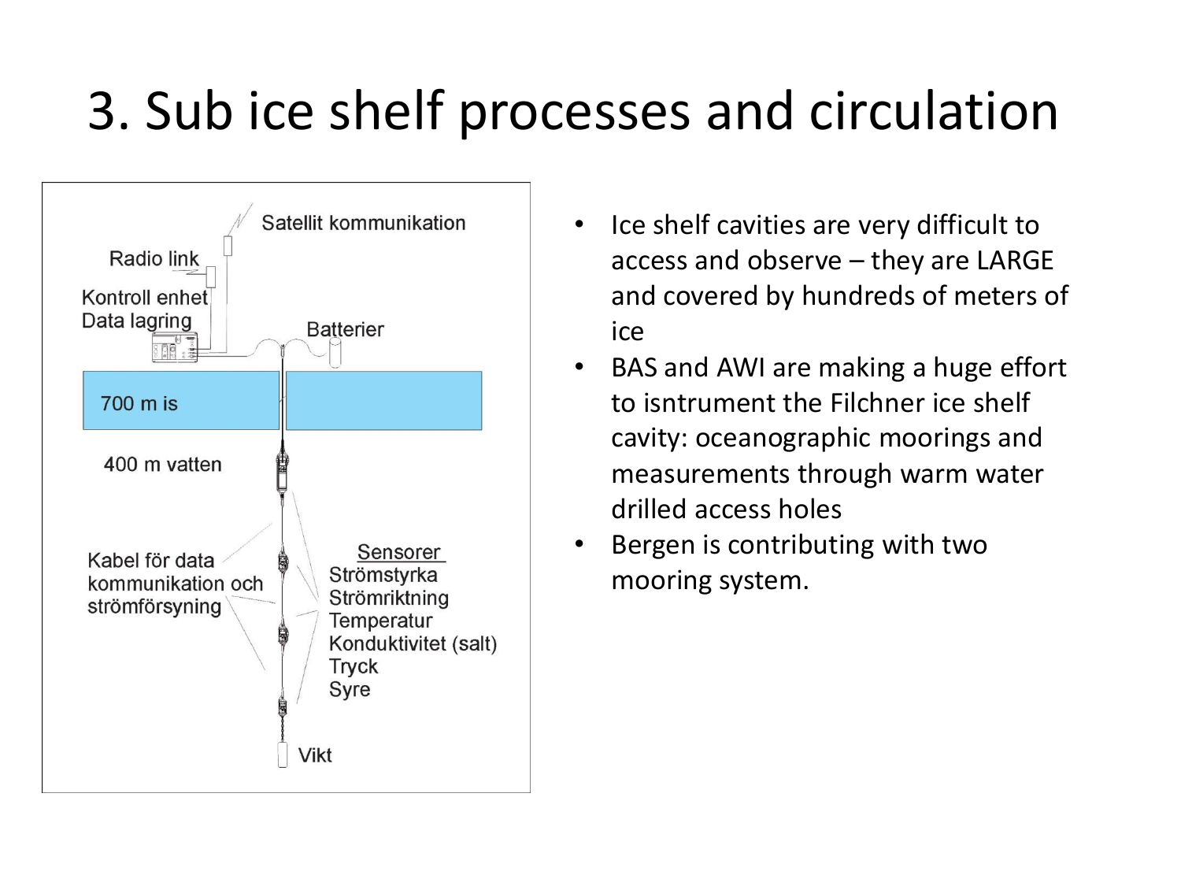# 3. Sub ice shelf processes and circulation

Satellit kommunikation

Radio link

Kontroll enhet
Data lagring

Batterier

700 m is

400 m vatten

Kabel för data
kommunikation och
strömförsyning

Sensorer
Strömstyrka
Strömriktning
Temperatur
Konduktivitet (salt)
Tryck
Syre

Vikt

- Ice shelf cavities are very difficult to access and observe – they are LARGE and covered by hundreds of meters of ice
- BAS and AWI are making a huge effort to isntrument the Filchner ice shelf cavity: oceanographic moorings and measurements through warm water drilled access holes
- Bergen is contributing with two mooring system.